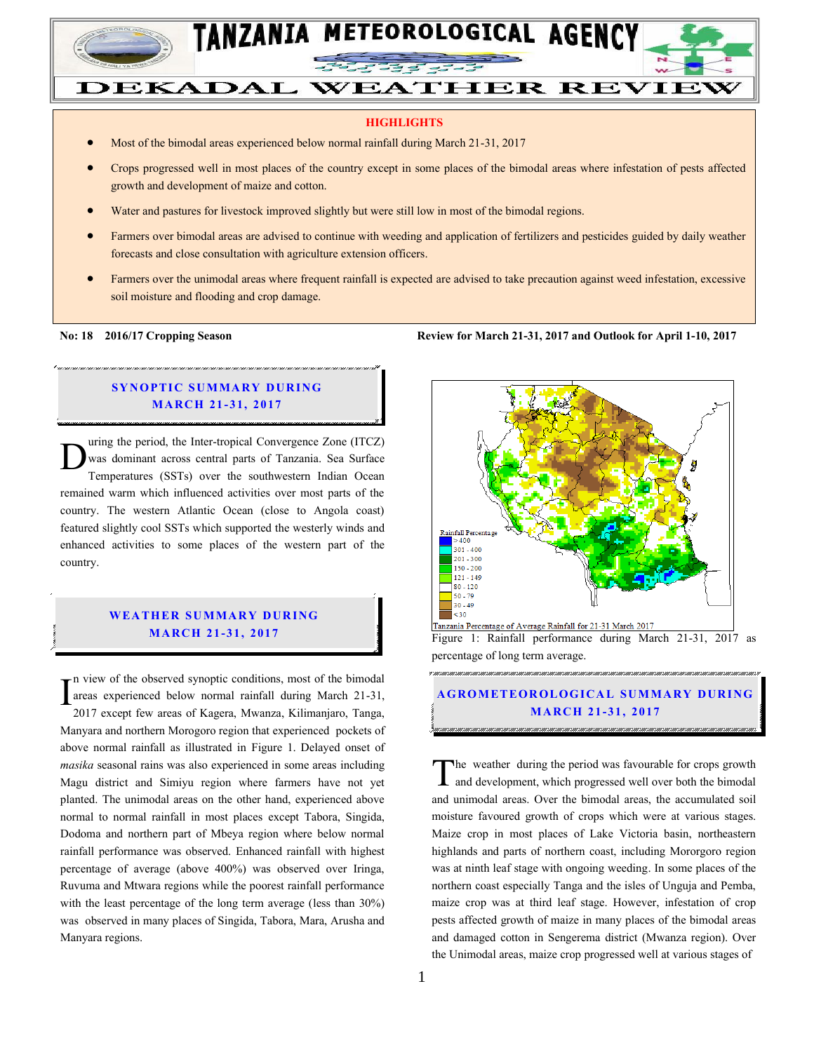# TANZANIA METEOROLOGICAL AGENCY

# DEKADAL WEATHER REVIEW

## HIGHLIGHTS

- Most of the bimodal areas experienced below normal rainfall during March 21-31, 2017
- Crops progressed well in most places of the country except in some places of the bimodal areas where infestation of pests affected growth and development of maize and cotton.
- Water and pastures for livestock improved slightly but were still low in most of the bimodal regions.
- Farmers over bimodal areas are advised to continue with weeding and application of fertilizers and pesticides guided by daily weather forecasts and close consultation with agriculture extension officers.
- Farmers over the unimodal areas where frequent rainfall is expected are advised to take precaution against weed infestation, excessive soil moisture and flooding and crop damage.

**No: 18 2016/17 Cropping Season** **Review for March 21-31, 2017 and Outlook for April 1-10, 2017**

## SYNOPTIC SUMMARY DURING MARCH 21-31, 2017

During the period, the Inter-tropical Convergence Zone (ITCZ) was dominant across central parts of Tanzania. Sea Surface Temperatures (SSTs) over the southwestern Indian Ocean remained warm which influenced activities over most parts of the country. The western Atlantic Ocean (close to Angola coast) featured slightly cool SSTs which supported the westerly winds and enhanced activities to some places of the western part of the country.

## WEATHER SUMMARY DURING MARCH 21-31, 2017

In view of the observed synoptic conditions, most of the bimodal areas experienced below normal rainfall during March 21-31, 2017 except few areas of Kagera, Mwanza, Kilimanjaro, Tanga, Manyara and northern Morogoro region that experienced pockets of above normal rainfall as illustrated in Figure 1. Delayed onset of *masika* seasonal rains was also experienced in some areas including Magu district and Simiyu region where farmers have not yet planted. The unimodal areas on the other hand, experienced above normal to normal rainfall in most places except Tabora, Singida, Dodoma and northern part of Mbeya region where below normal rainfall performance was observed. Enhanced rainfall with highest percentage of average (above 400%) was observed over Iringa, Ruvuma and Mtwara regions while the poorest rainfall performance with the least percentage of the long term average (less than 30%) was observed in many places of Singida, Tabora, Mara, Arusha and Manyara regions.

Rainfall Percentage: >400; 301 - 400; 201 - 300; 150 - 200; 121 - 149; 80 - 120; 50 - 79; 30 - 49; <30

Tanzania Percentage of Average Rainfall for 21-31 March 2017

Figure 1: Rainfall performance during March 21-31, 2017 as percentage of long term average.

## AGROMETEOROLOGICAL SUMMARY DURING MARCH 21-31, 2017

The weather during the period was favourable for crops growth and development, which progressed well over both the bimodal and unimodal areas. Over the bimodal areas, the accumulated soil moisture favoured growth of crops which were at various stages. Maize crop in most places of Lake Victoria basin, northeastern highlands and parts of northern coast, including Mororgoro region was at ninth leaf stage with ongoing weeding. In some places of the northern coast especially Tanga and the isles of Unguja and Pemba, maize crop was at third leaf stage. However, infestation of crop pests affected growth of maize in many places of the bimodal areas and damaged cotton in Sengerema district (Mwanza region). Over the Unimodal areas, maize crop progressed well at various stages of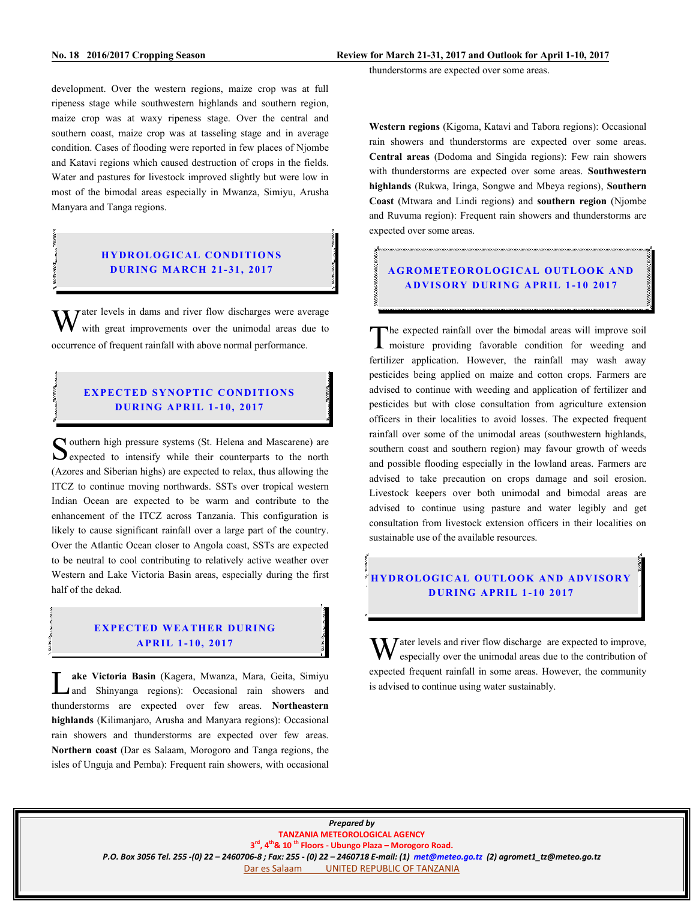development. Over the western regions, maize crop was at full ripeness stage while southwestern highlands and southern region, maize crop was at waxy ripeness stage. Over the central and southern coast, maize crop was at tasseling stage and in average condition. Cases of flooding were reported in few places of Njombe and Katavi regions which caused destruction of crops in the fields. Water and pastures for livestock improved slightly but were low in most of the bimodal areas especially in Mwanza, Simiyu, Arusha Manyara and Tanga regions.

## HYDROLOGICAL CONDITIONS DURING MARCH 21-31, 2017

Water levels in dams and river flow discharges were average with great improvements over the unimodal areas due to occurrence of frequent rainfall with above normal performance.

## EXPECTED SYNOPTIC CONDITIONS DURING APRIL 1-10, 2017

Southern high pressure systems (St. Helena and Mascarene) are expected to intensify while their counterparts to the north (Azores and Siberian highs) are expected to relax, thus allowing the ITCZ to continue moving northwards. SSTs over tropical western Indian Ocean are expected to be warm and contribute to the enhancement of the ITCZ across Tanzania. This configuration is likely to cause significant rainfall over a large part of the country. Over the Atlantic Ocean closer to Angola coast, SSTs are expected to be neutral to cool contributing to relatively active weather over Western and Lake Victoria Basin areas, especially during the first half of the dekad.

## EXPECTED WEATHER DURING APRIL 1-10, 2017

**Lake Victoria Basin** (Kagera, Mwanza, Mara, Geita, Simiyu and Shinyanga regions): Occasional rain showers and thunderstorms are expected over few areas. **Northeastern highlands** (Kilimanjaro, Arusha and Manyara regions): Occasional rain showers and thunderstorms are expected over few areas. **Northern coast** (Dar es Salaam, Morogoro and Tanga regions, the isles of Unguja and Pemba): Frequent rain showers, with occasional thunderstorms are expected over some areas.

**Western regions** (Kigoma, Katavi and Tabora regions): Occasional rain showers and thunderstorms are expected over some areas. **Central areas** (Dodoma and Singida regions): Few rain showers with thunderstorms are expected over some areas. **Southwestern highlands** (Rukwa, Iringa, Songwe and Mbeya regions), **Southern Coast** (Mtwara and Lindi regions) and **southern region** (Njombe and Ruvuma region): Frequent rain showers and thunderstorms are expected over some areas.

## AGROMETEOROLOGICAL OUTLOOK AND ADVISORY DURING APRIL 1-10 2017

The expected rainfall over the bimodal areas will improve soil moisture providing favorable condition for weeding and fertilizer application. However, the rainfall may wash away pesticides being applied on maize and cotton crops. Farmers are advised to continue with weeding and application of fertilizer and pesticides but with close consultation from agriculture extension officers in their localities to avoid losses. The expected frequent rainfall over some of the unimodal areas (southwestern highlands, southern coast and southern region) may favour growth of weeds and possible flooding especially in the lowland areas. Farmers are advised to take precaution on crops damage and soil erosion. Livestock keepers over both unimodal and bimodal areas are advised to continue using pasture and water legibly and get consultation from livestock extension officers in their localities on sustainable use of the available resources.

## HYDROLOGICAL OUTLOOK AND ADVISORY DURING APRIL 1-10 2017

Water levels and river flow discharge are expected to improve, especially over the unimodal areas due to the contribution of expected frequent rainfall in some areas. However, the community is advised to continue using water sustainably.

*Prepared by*

**TANZANIA METEOROLOGICAL AGENCY**

**3rd, 4th& 10th Floors - Ubungo Plaza – Morogoro Road.**

*P.O. Box 3056 Tel. 255 -(0) 22 – 2460706-8 ; Fax: 255 - (0) 22 – 2460718 E-mail: (1) met@meteo.go.tz (2) agromet1_tz@meteo.go.tz*

Dar es Salaam UNITED REPUBLIC OF TANZANIA